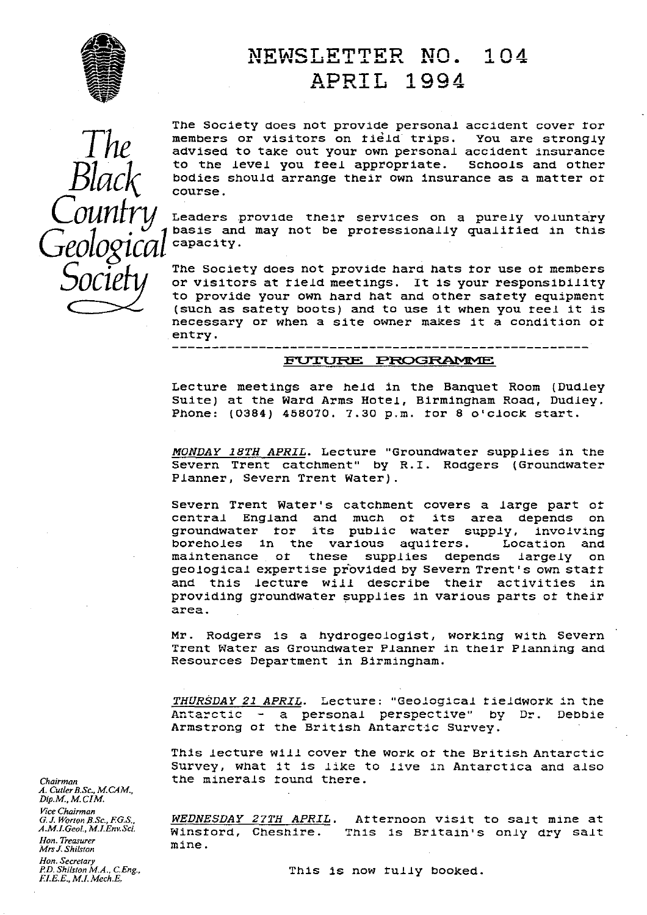# NEWSLETTER NO. 104
# APRIL 1994

*The Black Country Geological Society*

The Society does not provide personal accident cover for members or visitors on field trips. You are strongly advised to take out your own personal accident insurance to the level you feel appropriate. Schools and other bodies should arrange their own insurance as a matter of course.

Leaders provide their services on a purely voluntary basis and may not be professionally qualified in this capacity.

The Society does not provide hard hats for use of members or visitors at field meetings. It is your responsibility to provide your own hard hat and other safety equipment (such as safety boots) and to use it when you feel it is necessary or when a site owner makes it a condition of entry.

---

## FUTURE PROGRAMME

Lecture meetings are held in the Banquet Room (Dudley Suite) at the Ward Arms Hotel, Birmingham Road, Dudley. Phone: (0384) 458070. 7.30 p.m. for 8 o'clock start.

*MONDAY 18TH APRIL*. Lecture "Groundwater supplies in the Severn Trent catchment" by R.I. Rodgers (Groundwater Planner, Severn Trent Water).

Severn Trent Water's catchment covers a large part of central England and much of its area depends on groundwater for its public water supply, involving boreholes in the various aquifers. Location and maintenance of these supplies depends largely on geological expertise provided by Severn Trent's own staff and this lecture will describe their activities in providing groundwater supplies in various parts of their area.

Mr. Rodgers is a hydrogeologist, working with Severn Trent Water as Groundwater Planner in their Planning and Resources Department in Birmingham.

*THURSDAY 21 APRIL*. Lecture: "Geological fieldwork in the Antarctic - a personal perspective" by Dr. Debbie Armstrong of the British Antarctic Survey.

This lecture will cover the work of the British Antarctic Survey, what it is like to live in Antarctica and also the minerals found there.

*WEDNESDAY 27TH APRIL*. Afternoon visit to salt mine at Winsford, Cheshire. This is Britain's only dry salt mine.

This is now fully booked.

*Chairman*
A. Cutler B.Sc., M.CAM., Dip.M., M.CIM.

*Vice Chairman*
G.J. Worton B.Sc., F.G.S., A.M.I.Geol., M.I.Env.Sci.

*Hon. Treasurer*
Mrs J. Shilston

*Hon. Secretary*
P.D. Shilston M.A., C.Eng., F.I.E.E., M.I.Mech.E.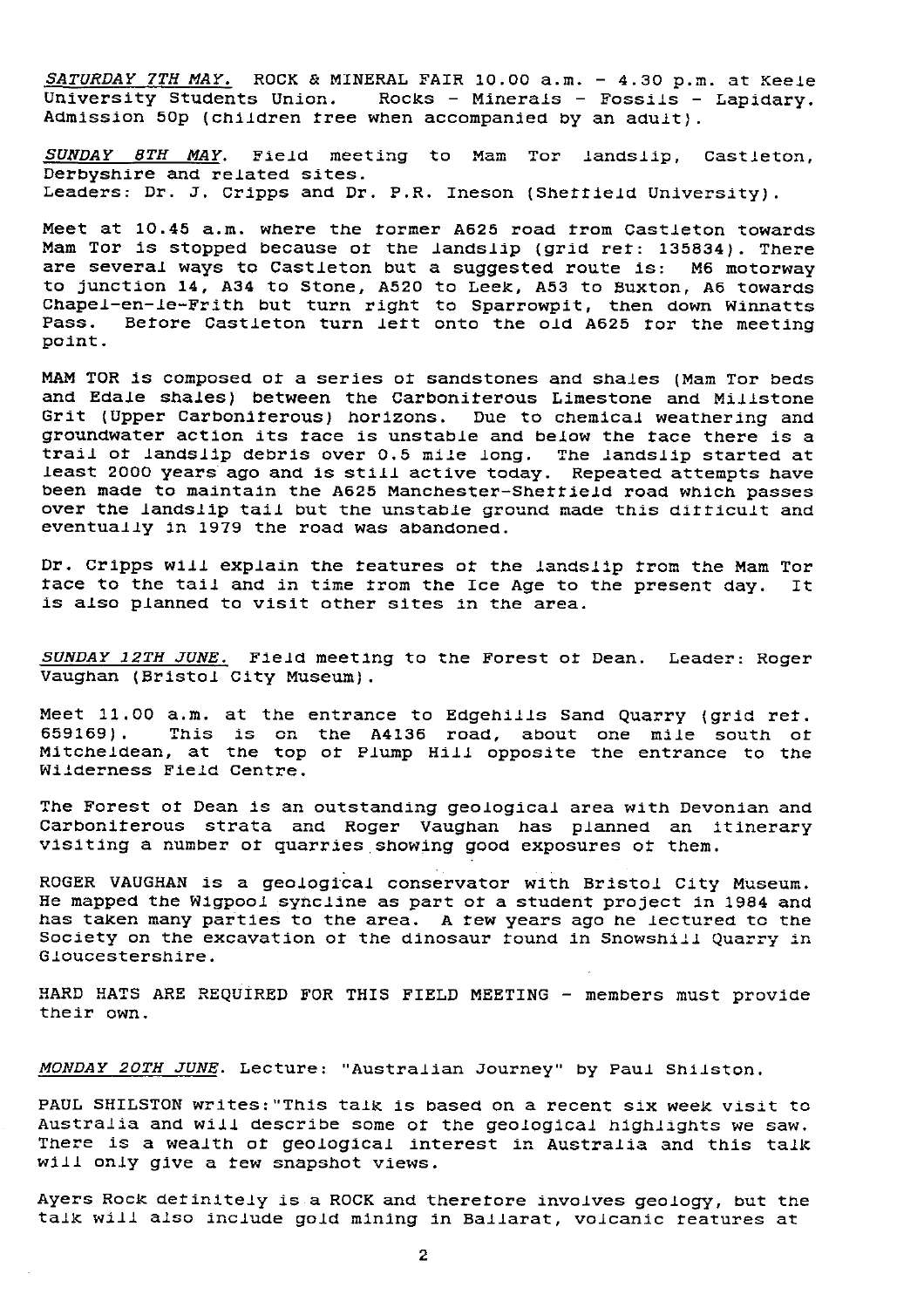*SATURDAY 7TH MAY.* ROCK & MINERAL FAIR 10.00 a.m. - 4.30 p.m. at Keele University Students Union. Rocks - Minerals - Fossils - Lapidary. Admission 50p (children free when accompanied by an adult).

*SUNDAY 8TH MAY.* Field meeting to Mam Tor landslip, Castleton, Derbyshire and related sites.
Leaders: Dr. J. Cripps and Dr. P.R. Ineson (Sheffield University).

Meet at 10.45 a.m. where the former A625 road from Castleton towards Mam Tor is stopped because of the landslip (grid ref: 135834). There are several ways to Castleton but a suggested route is: M6 motorway to junction 14, A34 to Stone, A520 to Leek, A53 to Buxton, A6 towards Chapel-en-le-Frith but turn right to Sparrowpit, then down Winnatts Pass. Before Castleton turn left onto the old A625 for the meeting point.

MAM TOR is composed of a series of sandstones and shales (Mam Tor beds and Edale shales) between the Carboniferous Limestone and Millstone Grit (Upper Carboniferous) horizons. Due to chemical weathering and groundwater action its face is unstable and below the face there is a trail of landslip debris over 0.5 mile long. The landslip started at least 2000 years ago and is still active today. Repeated attempts have been made to maintain the A625 Manchester-Sheffield road which passes over the landslip tail but the unstable ground made this difficult and eventually in 1979 the road was abandoned.

Dr. Cripps will explain the features of the landslip from the Mam Tor face to the tail and in time from the Ice Age to the present day. It is also planned to visit other sites in the area.

*SUNDAY 12TH JUNE.* Field meeting to the Forest of Dean. Leader: Roger Vaughan (Bristol City Museum).

Meet 11.00 a.m. at the entrance to Edgehills Sand Quarry (grid ref. 659169). This is on the A4136 road, about one mile south of Mitcheldean, at the top of Plump Hill opposite the entrance to the Wilderness Field Centre.

The Forest of Dean is an outstanding geological area with Devonian and Carboniferous strata and Roger Vaughan has planned an itinerary visiting a number of quarries showing good exposures of them.

ROGER VAUGHAN is a geological conservator with Bristol City Museum. He mapped the Wigpool syncline as part of a student project in 1984 and has taken many parties to the area. A few years ago he lectured to the Society on the excavation of the dinosaur found in Snowshill Quarry in Gloucestershire.

HARD HATS ARE REQUIRED FOR THIS FIELD MEETING - members must provide their own.

*MONDAY 20TH JUNE.* Lecture: "Australian Journey" by Paul Shilston.

PAUL SHILSTON writes:"This talk is based on a recent six week visit to Australia and will describe some of the geological highlights we saw. There is a wealth of geological interest in Australia and this talk will only give a few snapshot views.

Ayers Rock definitely is a ROCK and therefore involves geology, but the talk will also include gold mining in Ballarat, volcanic features at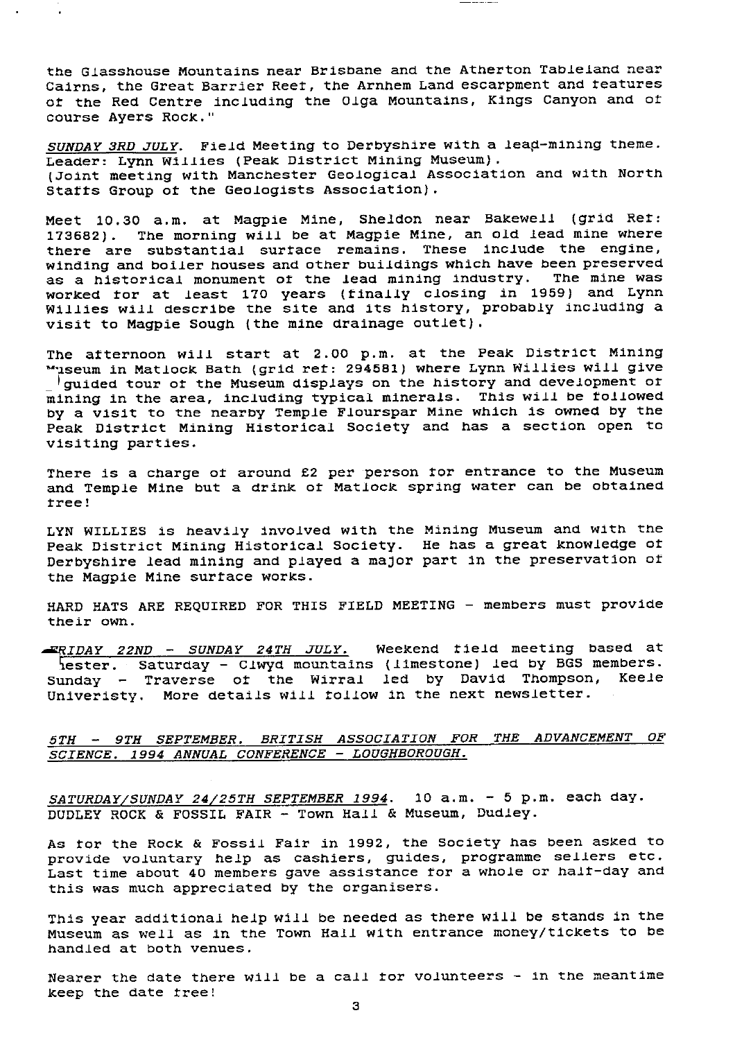the Glasshouse Mountains near Brisbane and the Atherton Tableland near Cairns, the Great Barrier Reef, the Arnhem Land escarpment and features of the Red Centre including the Olga Mountains, Kings Canyon and of course Ayers Rock."

*SUNDAY 3RD JULY*. Field Meeting to Derbyshire with a lead-mining theme. Leader: Lynn Willies (Peak District Mining Museum). (Joint meeting with Manchester Geological Association and with North Staffs Group of the Geologists Association).

Meet 10.30 a.m. at Magpie Mine, Sheldon near Bakewell (grid Ref: 173682). The morning will be at Magpie Mine, an old lead mine where there are substantial surface remains. These include the engine, winding and boiler houses and other buildings which have been preserved as a historical monument of the lead mining industry. The mine was worked for at least 170 years (finally closing in 1959) and Lynn Willies will describe the site and its history, probably including a visit to Magpie Sough (the mine drainage outlet).

The afternoon will start at 2.00 p.m. at the Peak District Mining Museum in Matlock Bath (grid ref: 294581) where Lynn Willies will give guided tour of the Museum displays on the history and development of mining in the area, including typical minerals. This will be followed by a visit to the nearby Temple Flourspar Mine which is owned by the Peak District Mining Historical Society and has a section open to visiting parties.

There is a charge of around £2 per person for entrance to the Museum and Temple Mine but a drink of Matlock spring water can be obtained free!

LYN WILLIES is heavily involved with the Mining Museum and with the Peak District Mining Historical Society. He has a great knowledge of Derbyshire lead mining and played a major part in the preservation of the Magpie Mine surface works.

HARD HATS ARE REQUIRED FOR THIS FIELD MEETING - members must provide their own.

*FRIDAY 22ND - SUNDAY 24TH JULY*. Weekend field meeting based at Chester. Saturday - Clwyd mountains (limestone) led by BGS members. Sunday - Traverse of the Wirral led by David Thompson, Keele Univeristy. More details will follow in the next newsletter.

*5TH - 9TH SEPTEMBER. BRITISH ASSOCIATION FOR THE ADVANCEMENT OF SCIENCE. 1994 ANNUAL CONFERENCE - LOUGHBOROUGH.*

*SATURDAY/SUNDAY 24/25TH SEPTEMBER 1994*. 10 a.m. - 5 p.m. each day. DUDLEY ROCK & FOSSIL FAIR - Town Hall & Museum, Dudley.

As for the Rock & Fossil Fair in 1992, the Society has been asked to provide voluntary help as cashiers, guides, programme sellers etc. Last time about 40 members gave assistance for a whole or half-day and this was much appreciated by the organisers.

This year additional help will be needed as there will be stands in the Museum as well as in the Town Hall with entrance money/tickets to be handled at both venues.

Nearer the date there will be a call for volunteers - in the meantime keep the date free!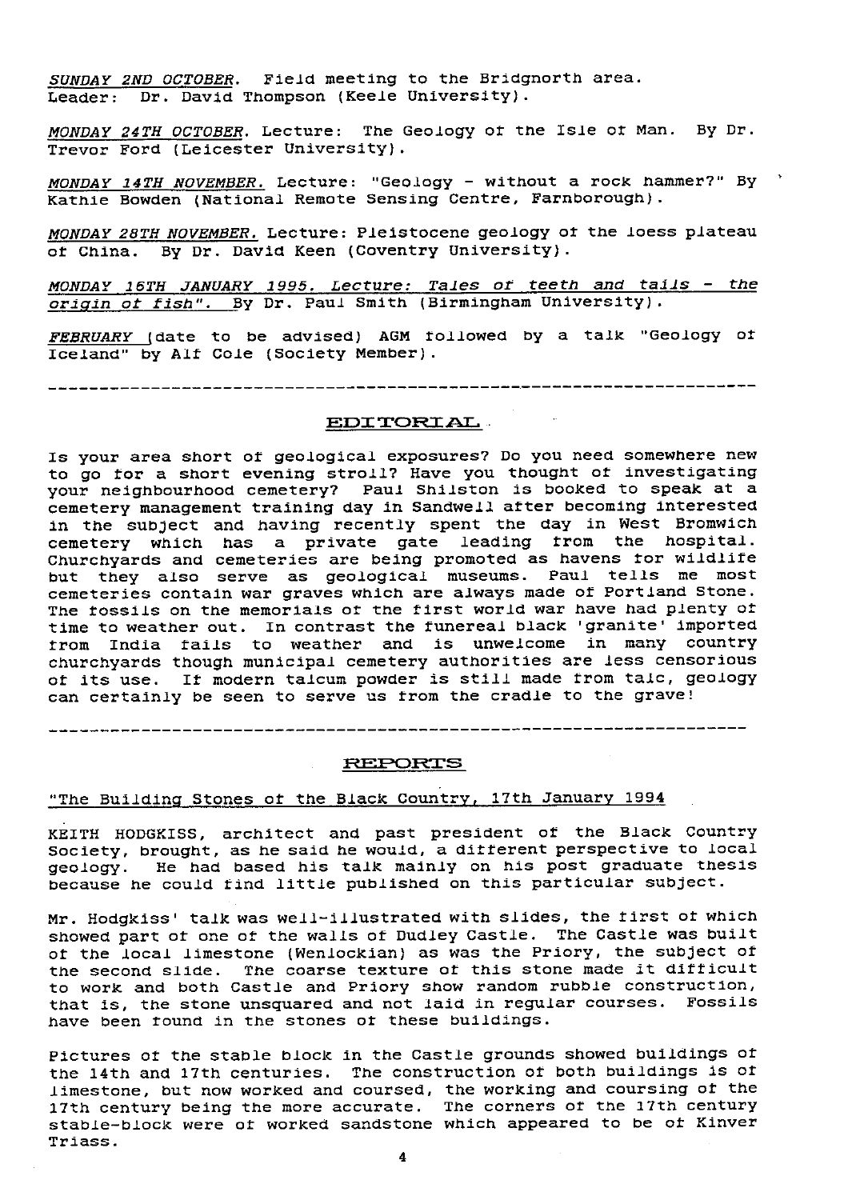*SUNDAY 2ND OCTOBER*. Field meeting to the Bridgnorth area. Leader: Dr. David Thompson (Keele University).

*MONDAY 24TH OCTOBER*. Lecture: The Geology of the Isle of Man. By Dr. Trevor Ford (Leicester University).

*MONDAY 14TH NOVEMBER.* Lecture: "Geology - without a rock hammer?" By Kathie Bowden (National Remote Sensing Centre, Farnborough).

*MONDAY 28TH NOVEMBER.* Lecture: Pleistocene geology of the loess plateau of China. By Dr. David Keen (Coventry University).

*MONDAY 16TH JANUARY 1995. Lecture: Tales of teeth and tails - the origin of fish".* By Dr. Paul Smith (Birmingham University).

*FEBRUARY* (date to be advised) AGM followed by a talk "Geology of Iceland" by Alf Cole (Society Member).

---

## EDITORIAL

Is your area short of geological exposures? Do you need somewhere new to go for a short evening stroll? Have you thought of investigating your neighbourhood cemetery? Paul Shilston is booked to speak at a cemetery management training day in Sandwell after becoming interested in the subject and having recently spent the day in West Bromwich cemetery which has a private gate leading from the hospital. Churchyards and cemeteries are being promoted as havens for wildlife but they also serve as geological museums. Paul tells me most cemeteries contain war graves which are always made of Portland Stone. The fossils on the memorials of the first world war have had plenty of time to weather out. In contrast the funereal black 'granite' imported from India fails to weather and is unwelcome in many country churchyards though municipal cemetery authorities are less censorious of its use. If modern talcum powder is still made from talc, geology can certainly be seen to serve us from the cradle to the grave!

---

## REPORTS

### "The Building Stones of the Black Country, 17th January 1994

KEITH HODGKISS, architect and past president of the Black Country Society, brought, as he said he would, a different perspective to local geology. He had based his talk mainly on his post graduate thesis because he could find little published on this particular subject.

Mr. Hodgkiss' talk was well-illustrated with slides, the first of which showed part of one of the walls of Dudley Castle. The Castle was built of the local limestone (Wenlockian) as was the Priory, the subject of the second slide. The coarse texture of this stone made it difficult to work and both Castle and Priory show random rubble construction, that is, the stone unsquared and not laid in regular courses. Fossils have been found in the stones of these buildings.

Pictures of the stable block in the Castle grounds showed buildings of the 14th and 17th centuries. The construction of both buildings is of limestone, but now worked and coursed, the working and coursing of the 17th century being the more accurate. The corners of the 17th century stable-block were of worked sandstone which appeared to be of Kinver Triass.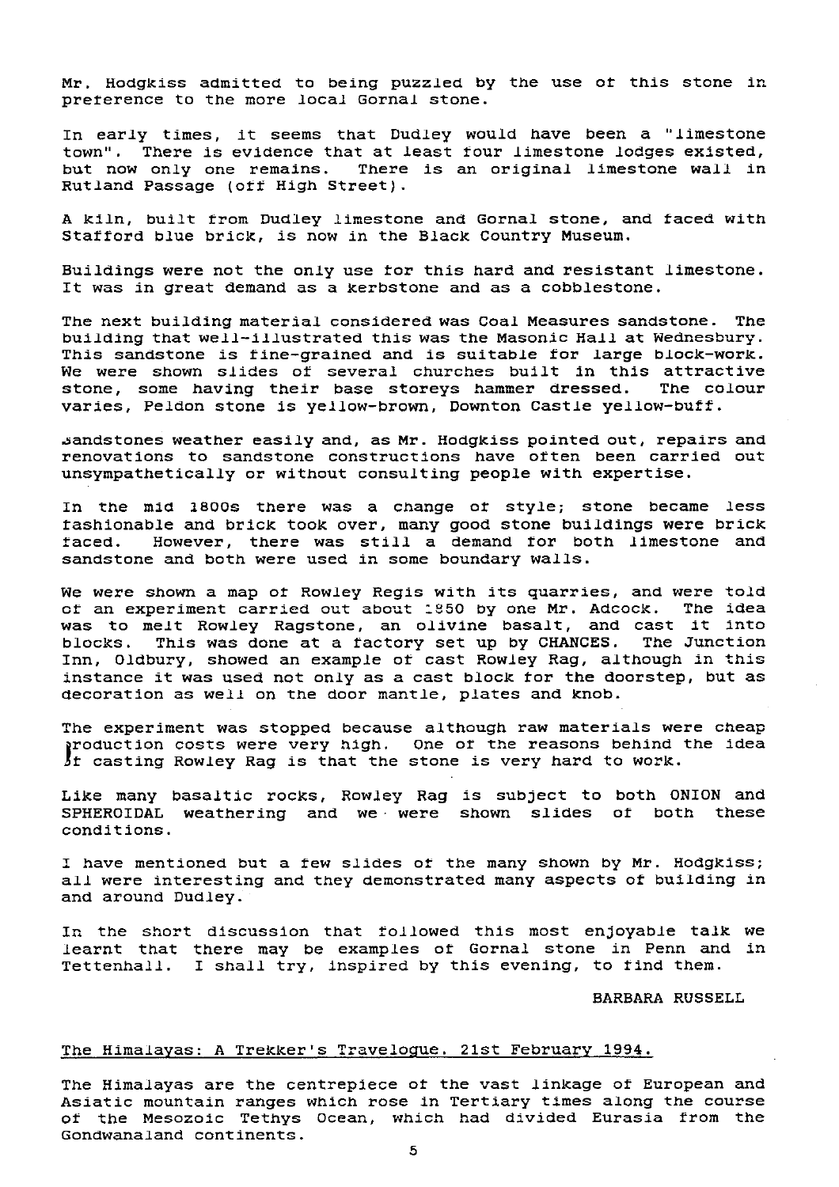Mr. Hodgkiss admitted to being puzzled by the use of this stone in preference to the more local Gornal stone.

In early times, it seems that Dudley would have been a "limestone town". There is evidence that at least four limestone lodges existed, but now only one remains. There is an original limestone wall in Rutland Passage (off High Street).

A kiln, built from Dudley limestone and Gornal stone, and faced with Stafford blue brick, is now in the Black Country Museum.

Buildings were not the only use for this hard and resistant limestone. It was in great demand as a kerbstone and as a cobblestone.

The next building material considered was Coal Measures sandstone. The building that well-illustrated this was the Masonic Hall at Wednesbury. This sandstone is fine-grained and is suitable for large block-work. We were shown slides of several churches built in this attractive stone, some having their base storeys hammer dressed. The colour varies, Peldon stone is yellow-brown, Downton Castle yellow-buff.

Sandstones weather easily and, as Mr. Hodgkiss pointed out, repairs and renovations to sandstone constructions have often been carried out unsympathetically or without consulting people with expertise.

In the mid 1800s there was a change of style; stone became less fashionable and brick took over, many good stone buildings were brick faced. However, there was still a demand for both limestone and sandstone and both were used in some boundary walls.

We were shown a map of Rowley Regis with its quarries, and were told of an experiment carried out about 1850 by one Mr. Adcock. The idea was to melt Rowley Ragstone, an olivine basalt, and cast it into blocks. This was done at a factory set up by CHANCES. The Junction Inn, Oldbury, showed an example of cast Rowley Rag, although in this instance it was used not only as a cast block for the doorstep, but as decoration as well on the door mantle, plates and knob.

The experiment was stopped because although raw materials were cheap production costs were very high. One of the reasons behind the idea of casting Rowley Rag is that the stone is very hard to work.

Like many basaltic rocks, Rowley Rag is subject to both ONION and SPHEROIDAL weathering and we were shown slides of both these conditions.

I have mentioned but a few slides of the many shown by Mr. Hodgkiss; all were interesting and they demonstrated many aspects of building in and around Dudley.

In the short discussion that followed this most enjoyable talk we learnt that there may be examples of Gornal stone in Penn and in Tettenhall. I shall try, inspired by this evening, to find them.

BARBARA RUSSELL

## The Himalayas: A Trekker's Travelogue. 21st February 1994.

The Himalayas are the centrepiece of the vast linkage of European and Asiatic mountain ranges which rose in Tertiary times along the course of the Mesozoic Tethys Ocean, which had divided Eurasia from the Gondwanaland continents.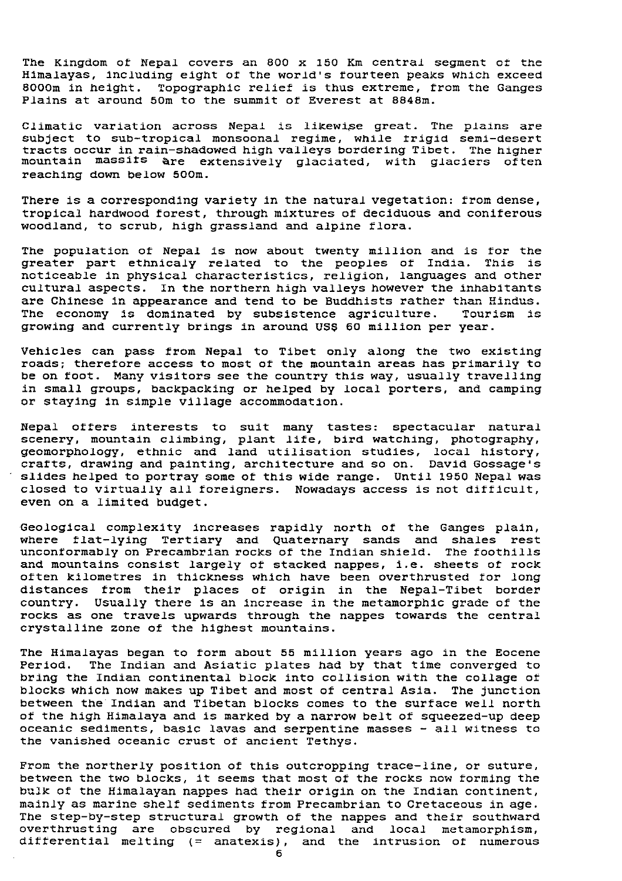The Kingdom of Nepal covers an 800 x 150 Km central segment of the Himalayas, including eight of the world's fourteen peaks which exceed 8000m in height. Topographic relief is thus extreme, from the Ganges Plains at around 50m to the summit of Everest at 8848m.

Climatic variation across Nepal is likewise great. The plains are subject to sub-tropical monsoonal regime, while frigid semi-desert tracts occur in rain-shadowed high valleys bordering Tibet. The higher mountain massifs are extensively glaciated, with glaciers often reaching down below 500m.

There is a corresponding variety in the natural vegetation: from dense, tropical hardwood forest, through mixtures of deciduous and coniferous woodland, to scrub, high grassland and alpine flora.

The population of Nepal is now about twenty million and is for the greater part ethnicaly related to the peoples of India. This is noticeable in physical characteristics, religion, languages and other cultural aspects. In the northern high valleys however the inhabitants are Chinese in appearance and tend to be Buddhists rather than Hindus. The economy is dominated by subsistence agriculture. Tourism is growing and currently brings in around US$ 60 million per year.

Vehicles can pass from Nepal to Tibet only along the two existing roads; therefore access to most of the mountain areas has primarily to be on foot. Many visitors see the country this way, usually travelling in small groups, backpacking or helped by local porters, and camping or staying in simple village accommodation.

Nepal offers interests to suit many tastes: spectacular natural scenery, mountain climbing, plant life, bird watching, photography, geomorphology, ethnic and land utilisation studies, local history, crafts, drawing and painting, architecture and so on. David Gossage's slides helped to portray some of this wide range. Until 1950 Nepal was closed to virtually all foreigners. Nowadays access is not difficult, even on a limited budget.

Geological complexity increases rapidly north of the Ganges plain, where flat-lying Tertiary and Quaternary sands and shales rest unconformably on Precambrian rocks of the Indian shield. The foothills and mountains consist largely of stacked nappes, i.e. sheets of rock often kilometres in thickness which have been overthrusted for long distances from their places of origin in the Nepal-Tibet border country. Usually there is an increase in the metamorphic grade of the rocks as one travels upwards through the nappes towards the central crystalline zone of the highest mountains.

The Himalayas began to form about 55 million years ago in the Eocene Period. The Indian and Asiatic plates had by that time converged to bring the Indian continental block into collision with the collage of blocks which now makes up Tibet and most of central Asia. The junction between the Indian and Tibetan blocks comes to the surface well north of the high Himalaya and is marked by a narrow belt of squeezed-up deep oceanic sediments, basic lavas and serpentine masses - all witness to the vanished oceanic crust of ancient Tethys.

From the northerly position of this outcropping trace-line, or suture, between the two blocks, it seems that most of the rocks now forming the bulk of the Himalayan nappes had their origin on the Indian continent, mainly as marine shelf sediments from Precambrian to Cretaceous in age. The step-by-step structural growth of the nappes and their southward overthrusting are obscured by regional and local metamorphism, differential melting (= anatexis), and the intrusion of numerous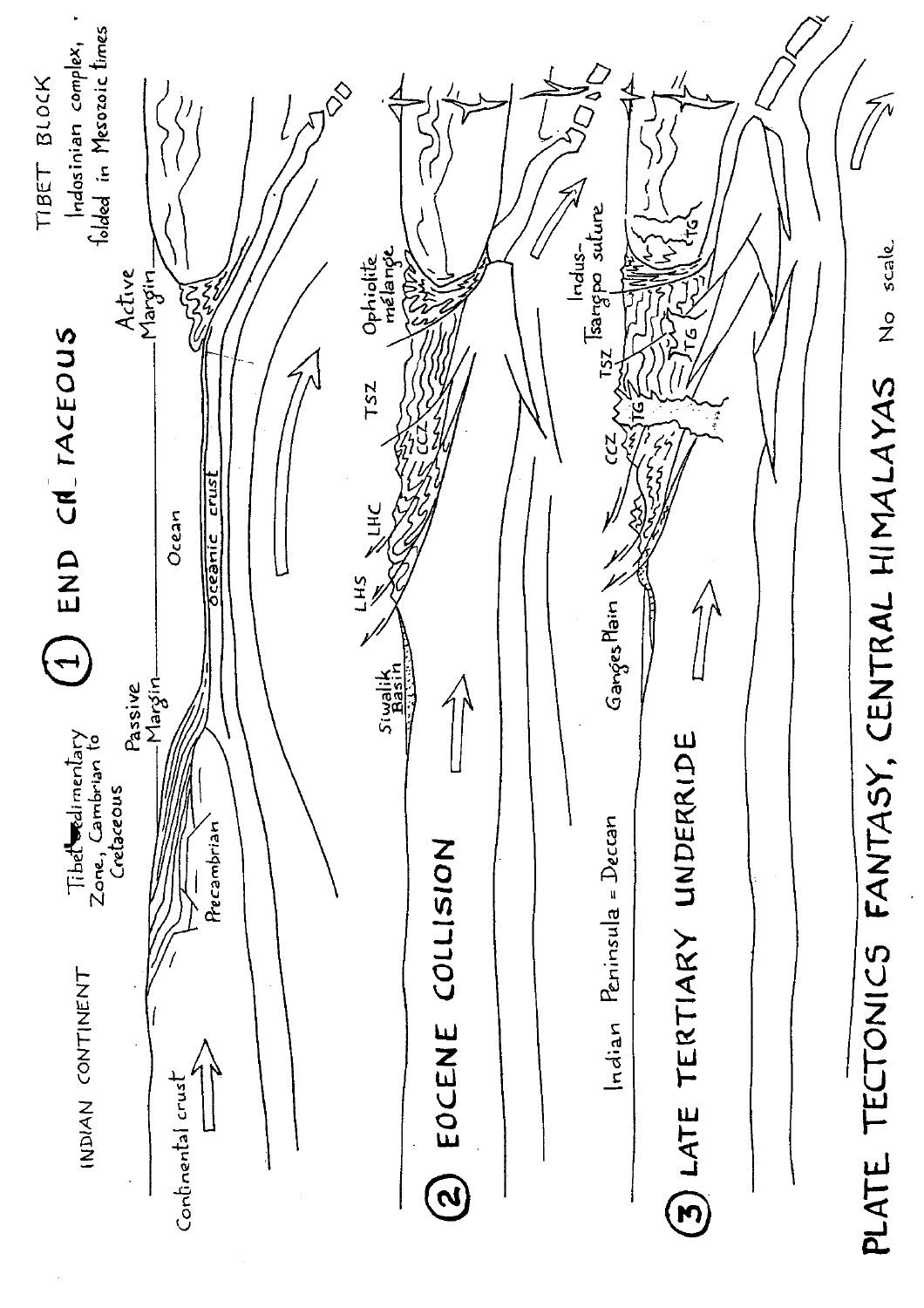# PLATE TECTONICS FANTASY, CENTRAL HIMALAYAS

No scale

## ① END CRETACEOUS

INDIAN CONTINENT

Continental crust

Tibet Sedimentary Zone, Cambrian to Cretaceous

Precambrian

Passive Margin

Ocean

oceanic crust

Active Margin

TIBET BLOCK

Indosinian complex, folded in Mesozoic times

## ② EOCENE COLLISION

Siwalik Basin

LHS

LHC

CCZ

TSZ

Ophiolite mélange

## ③ LATE TERTIARY UNDERRIDE

Indian Peninsula = Deccan

Ganges Plain

CCZ

TG

TSZ

TG

Indus-Tsangpo suture

TG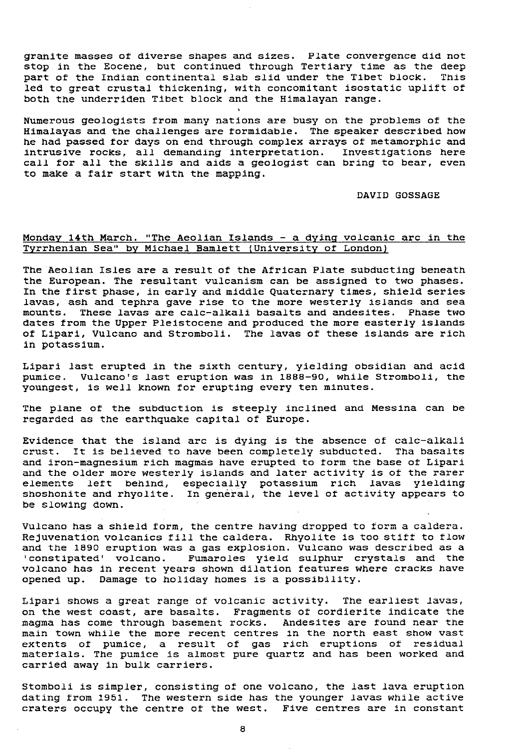granite masses of diverse shapes and sizes. Plate convergence did not stop in the Eocene, but continued through Tertiary time as the deep part of the Indian continental slab slid under the Tibet block. This led to great crustal thickening, with concomitant isostatic uplift of both the underriden Tibet block and the Himalayan range.

Numerous geologists from many nations are busy on the problems of the Himalayas and the challenges are formidable. The speaker described how he had passed for days on end through complex arrays of metamorphic and intrusive rocks, all demanding interpretation. Investigations here call for all the skills and aids a geologist can bring to bear, even to make a fair start with the mapping.

DAVID GOSSAGE

<u>Monday 14th March. "The Aeolian Islands - a dying volcanic arc in the Tyrrhenian Sea" by Michael Bamlett (University of London)</u>

The Aeolian Isles are a result of the African Plate subducting beneath the European. The resultant vulcanism can be assigned to two phases. In the first phase, in early and middle Quaternary times, shield series lavas, ash and tephra gave rise to the more westerly islands and sea mounts. These lavas are calc-alkali basalts and andesites. Phase two dates from the Upper Pleistocene and produced the more easterly islands of Lipari, Vulcano and Stromboli. The lavas of these islands are rich in potassium.

Lipari last erupted in the sixth century, yielding obsidian and acid pumice. Vulcano's last eruption was in 1888-90, while Stromboli, the youngest, is well known for erupting every ten minutes.

The plane of the subduction is steeply inclined and Messina can be regarded as the earthquake capital of Europe.

Evidence that the island arc is dying is the absence of calc-alkali crust. It is believed to have been completely subducted. Tha basalts and iron-magnesium rich magmas have erupted to form the base of Lipari and the older more westerly islands and later activity is of the rarer elements left behind, especially potassium rich lavas yielding shoshonite and rhyolite. In general, the level of activity appears to be slowing down.

Vulcano has a shield form, the centre having dropped to form a caldera. Rejuvenation volcanics fill the caldera. Rhyolite is too stiff to flow and the 1890 eruption was a gas explosion. Vulcano was described as a 'constipated' volcano. Fumaroles yield sulphur crystals and the volcano has in recent years shown dilation features where cracks have opened up. Damage to holiday homes is a possibility.

Lipari shows a great range of volcanic activity. The earliest lavas, on the west coast, are basalts. Fragments of cordierite indicate the magma has come through basement rocks. Andesites are found near the main town while the more recent centres in the north east show vast extents of pumice, a result of gas rich eruptions of residual materials. The pumice is almost pure quartz and has been worked and carried away in bulk carriers.

Stomboli is simpler, consisting of one volcano, the last lava eruption dating from 1951. The western side has the younger lavas while active craters occupy the centre of the west. Five centres are in constant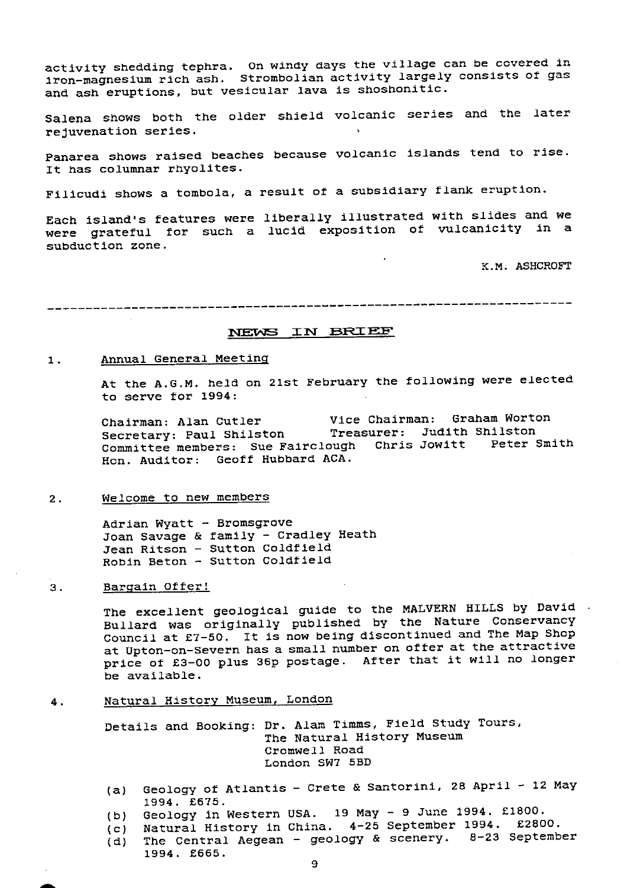activity shedding tephra. On windy days the village can be covered in iron-magnesium rich ash. Strombolian activity largely consists of gas and ash eruptions, but vesicular lava is shoshonitic.

Salena shows both the older shield volcanic series and the later rejuvenation series.

Panarea shows raised beaches because volcanic islands tend to rise. It has columnar rhyolites.

Filicudi shows a tombola, a result of a subsidiary flank eruption.

Each island's features were liberally illustrated with slides and we were grateful for such a lucid exposition of vulcanicity in a subduction zone.

K.M. ASHCROFT

---

## NEWS IN BRIEF

1. Annual General Meeting

   At the A.G.M. held on 21st February the following were elected to serve for 1994:

   Chairman: Alan Cutler &nbsp;&nbsp;&nbsp; Vice Chairman: Graham Worton
   Secretary: Paul Shilston &nbsp;&nbsp;&nbsp; Treasurer: Judith Shilston
   Committee members: Sue Fairclough &nbsp; Chris Jowitt &nbsp; Peter Smith
   Hon. Auditor: Geoff Hubbard ACA.

2. Welcome to new members

   Adrian Wyatt - Bromsgrove
   Joan Savage & family - Cradley Heath
   Jean Ritson - Sutton Coldfield
   Robin Beton - Sutton Coldfield

3. Bargain Offer!

   The excellent geological guide to the MALVERN HILLS by David Bullard was originally published by the Nature Conservancy Council at £7-50. It is now being discontinued and The Map Shop at Upton-on-Severn has a small number on offer at the attractive price of £3-00 plus 36p postage. After that it will no longer be available.

4. Natural History Museum, London

   Details and Booking: Dr. Alam Timms, Field Study Tours,
   The Natural History Museum
   Cromwell Road
   London SW7 5BD

   (a) Geology of Atlantis - Crete & Santorini, 28 April - 12 May 1994. £675.
   (b) Geology in Western USA. 19 May - 9 June 1994. £1800.
   (c) Natural History in China. 4-25 September 1994. £2800.
   (d) The Central Aegean - geology & scenery. 8-23 September 1994. £665.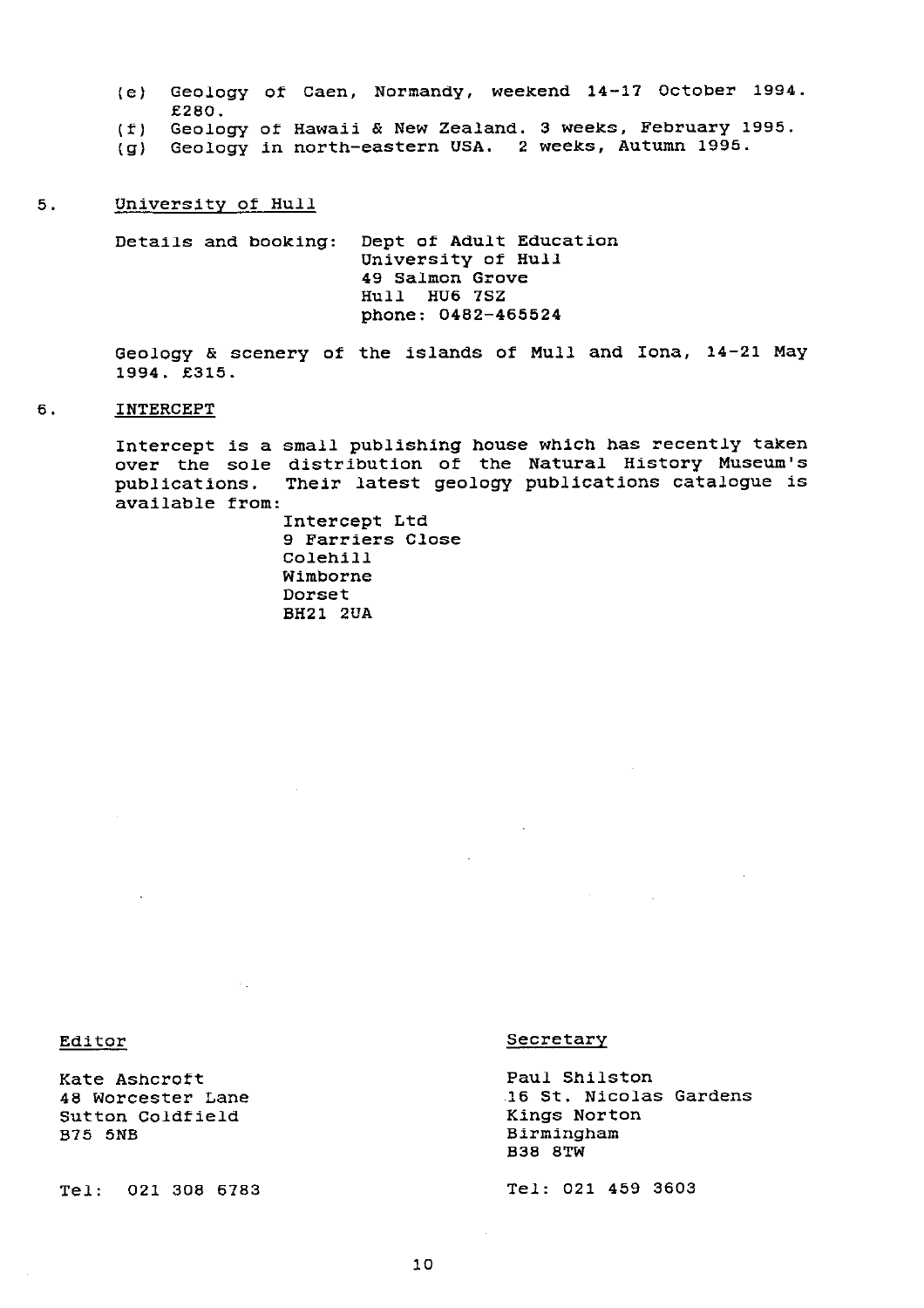(e) Geology of Caen, Normandy, weekend 14-17 October 1994. £280.
(f) Geology of Hawaii & New Zealand. 3 weeks, February 1995.
(g) Geology in north-eastern USA. 2 weeks, Autumn 1995.

5. University of Hull

Details and booking: Dept of Adult Education
University of Hull
49 Salmon Grove
Hull HU6 7SZ
phone: 0482-465524

Geology & scenery of the islands of Mull and Iona, 14-21 May 1994. £315.

6. INTERCEPT

Intercept is a small publishing house which has recently taken over the sole distribution of the Natural History Museum's publications. Their latest geology publications catalogue is available from:

Intercept Ltd
9 Farriers Close
Colehill
Wimborne
Dorset
BH21 2UA

Editor

Kate Ashcroft
48 Worcester Lane
Sutton Coldfield
B75 5NB

Tel: 021 308 6783

Secretary

Paul Shilston
16 St. Nicolas Gardens
Kings Norton
Birmingham
B38 8TW

Tel: 021 459 3603